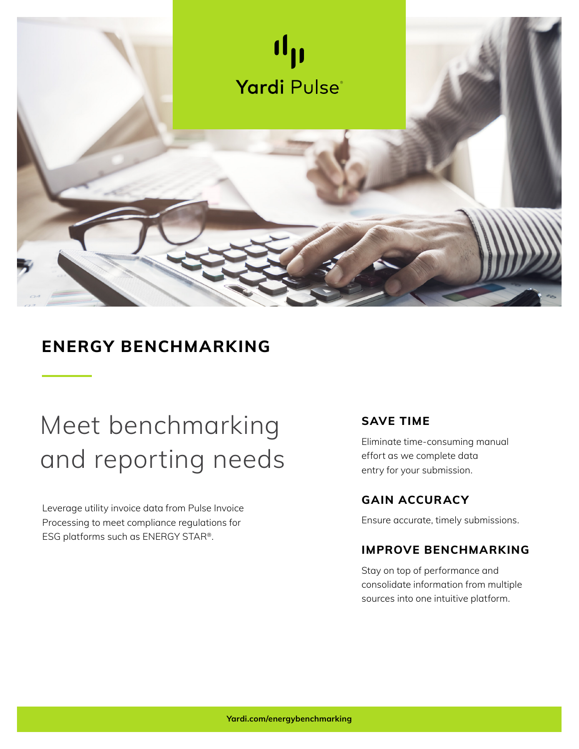Yardi Pulse®

## ENERGY BENCHMARKING

# Meet benchmarking and reporting needs

Leverage utility invoice data from Pulse Invoice Processing to meet compliance regulations for ESG platforms such as ENERGY STAR®.

### SAVE TIME

Eliminate time-consuming manual effort as we complete data entry for your submission.

### GAIN ACCURACY

Ensure accurate, timely submissions.

### IMPROVE BENCHMARKING

Stay on top of performance and consolidate information from multiple sources into one intuitive platform.

**Yardi.com/energybenchmarking**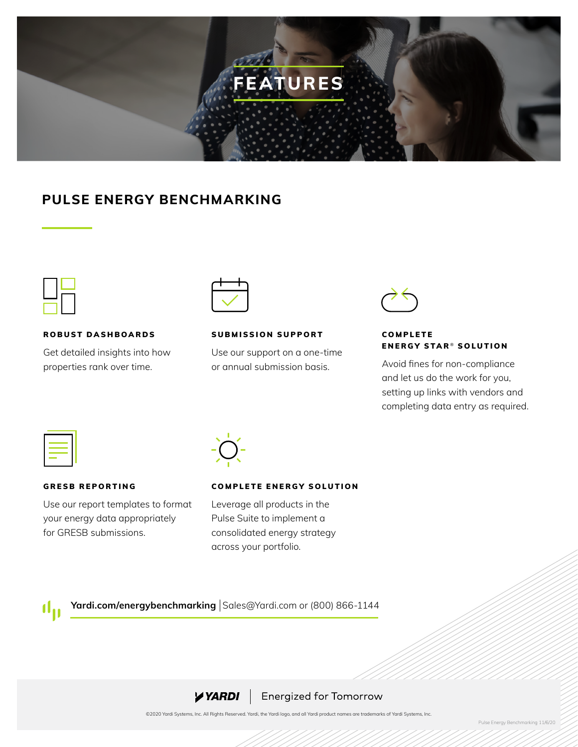# FEATURES

## PULSE ENERGY BENCHMARKING

### ROBUST DASHBOARDS

Get detailed insights into how properties rank over time.

### SUBMISSION SUPPORT

Use our support on a one-time or annual submission basis.

### COMPLETE ENERGY STAR® SOLUTION

Avoid fines for non-compliance and let us do the work for you, setting up links with vendors and completing data entry as required.

### GRESB REPORTING

Use our report templates to format your energy data appropriately for GRESB submissions.

### COMPLETE ENERGY SOLUTION

Leverage all products in the Pulse Suite to implement a consolidated energy strategy across your portfolio.

**Yardi.com/energybenchmarking** | Sales@Yardi.com or (800) 866-1144

YARDI | Energized for Tomorrow

©2020 Yardi Systems, Inc. All Rights Reserved. Yardi, the Yardi logo, and all Yardi product names are trademarks of Yardi Systems, Inc.

Pulse Energy Benchmarking 11/6/20